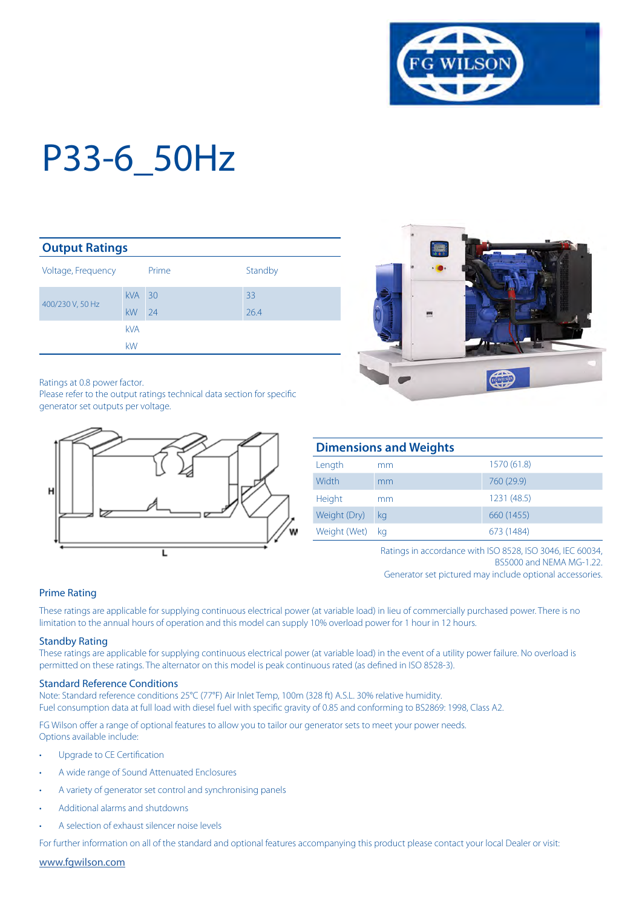# P33-6_50Hz

## Output Ratings

| Voltage, Frequency | | Prime | Standby |
|---|---|---|---|
| 400/230 V, 50 Hz | kVA | 30 | 33 |
| | kW | 24 | 26.4 |
| | kVA | | |
| | kW | | |

Ratings at 0.8 power factor.
Please refer to the output ratings technical data section for specific generator set outputs per voltage.

## Dimensions and Weights

| | | |
|---|---|---|
| Length | mm | 1570 (61.8) |
| Width | mm | 760 (29.9) |
| Height | mm | 1231 (48.5) |
| Weight (Dry) | kg | 660 (1455) |
| Weight (Wet) | kg | 673 (1484) |

Ratings in accordance with ISO 8528, ISO 3046, IEC 60034, BS5000 and NEMA MG-1.22.
Generator set pictured may include optional accessories.

### Prime Rating

These ratings are applicable for supplying continuous electrical power (at variable load) in lieu of commercially purchased power. There is no limitation to the annual hours of operation and this model can supply 10% overload power for 1 hour in 12 hours.

### Standby Rating

These ratings are applicable for supplying continuous electrical power (at variable load) in the event of a utility power failure. No overload is permitted on these ratings. The alternator on this model is peak continuous rated (as defined in ISO 8528-3).

### Standard Reference Conditions

Note: Standard reference conditions 25°C (77°F) Air Inlet Temp, 100m (328 ft) A.S.L. 30% relative humidity.
Fuel consumption data at full load with diesel fuel with specific gravity of 0.85 and conforming to BS2869: 1998, Class A2.

FG Wilson offer a range of optional features to allow you to tailor our generator sets to meet your power needs.
Options available include:

- Upgrade to CE Certification
- A wide range of Sound Attenuated Enclosures
- A variety of generator set control and synchronising panels
- Additional alarms and shutdowns
- A selection of exhaust silencer noise levels

For further information on all of the standard and optional features accompanying this product please contact your local Dealer or visit:

www.fgwilson.com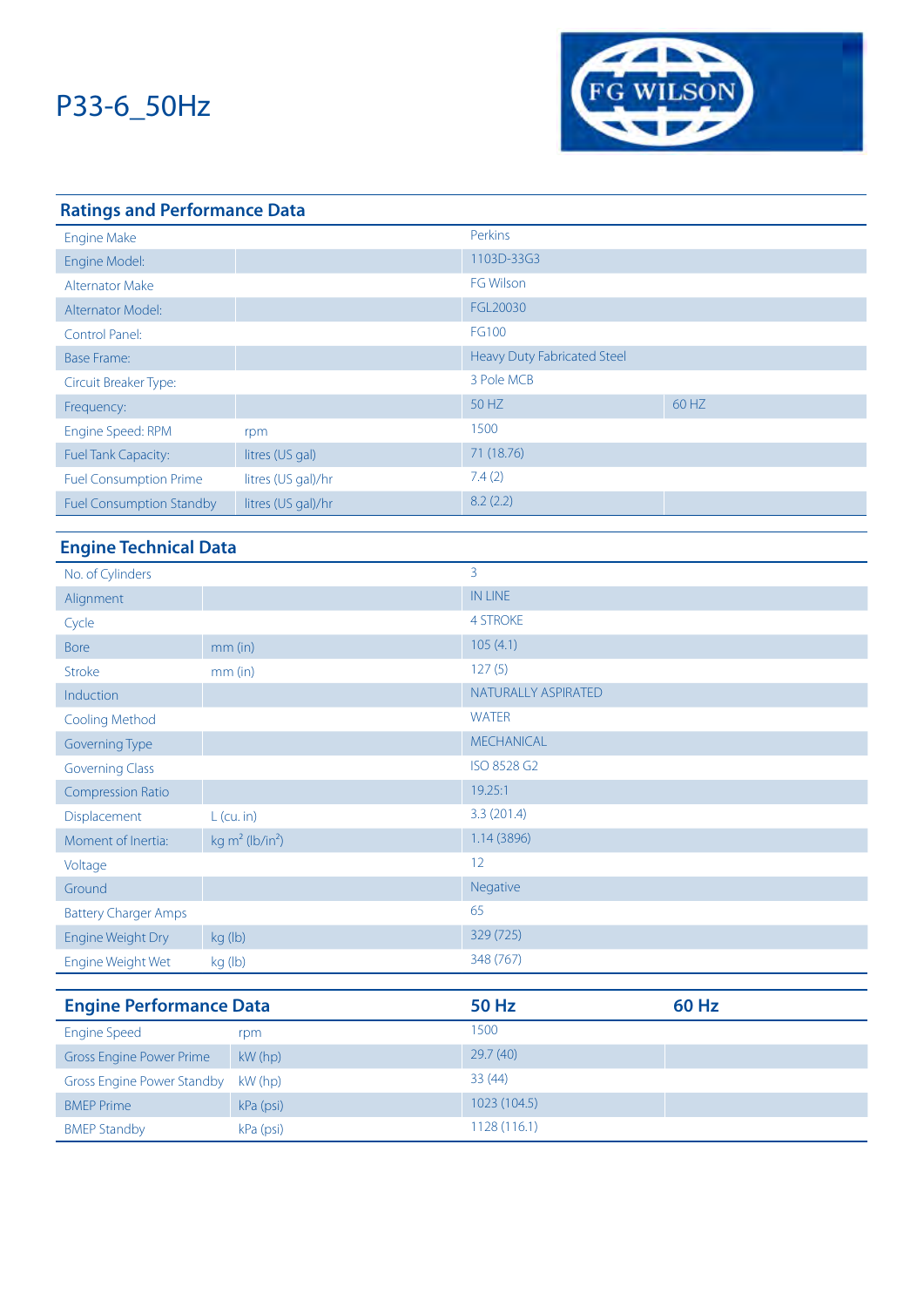# P33-6_50Hz

FG WILSON

## Ratings and Performance Data

| | | | |
|---|---|---|---|
| Engine Make | | Perkins | |
| Engine Model: | | 1103D-33G3 | |
| Alternator Make | | FG Wilson | |
| Alternator Model: | | FGL20030 | |
| Control Panel: | | FG100 | |
| Base Frame: | | Heavy Duty Fabricated Steel | |
| Circuit Breaker Type: | | 3 Pole MCB | |
| Frequency: | | 50 HZ | 60 HZ |
| Engine Speed: RPM | rpm | 1500 | |
| Fuel Tank Capacity: | litres (US gal) | 71 (18.76) | |
| Fuel Consumption Prime | litres (US gal)/hr | 7.4 (2) | |
| Fuel Consumption Standby | litres (US gal)/hr | 8.2 (2.2) | |

## Engine Technical Data

| | | |
|---|---|---|
| No. of Cylinders | | 3 |
| Alignment | | IN LINE |
| Cycle | | 4 STROKE |
| Bore | mm (in) | 105 (4.1) |
| Stroke | mm (in) | 127 (5) |
| Induction | | NATURALLY ASPIRATED |
| Cooling Method | | WATER |
| Governing Type | | MECHANICAL |
| Governing Class | | ISO 8528 G2 |
| Compression Ratio | | 19.25:1 |
| Displacement | L (cu. in) | 3.3 (201.4) |
| Moment of Inertia: | kg m² (lb/in²) | 1.14 (3896) |
| Voltage | | 12 |
| Ground | | Negative |
| Battery Charger Amps | | 65 |
| Engine Weight Dry | kg (lb) | 329 (725) |
| Engine Weight Wet | kg (lb) | 348 (767) |

## Engine Performance Data

| Engine Performance Data | | 50 Hz | 60 Hz |
|---|---|---|---|
| Engine Speed | rpm | 1500 | |
| Gross Engine Power Prime | kW (hp) | 29.7 (40) | |
| Gross Engine Power Standby | kW (hp) | 33 (44) | |
| BMEP Prime | kPa (psi) | 1023 (104.5) | |
| BMEP Standby | kPa (psi) | 1128 (116.1) | |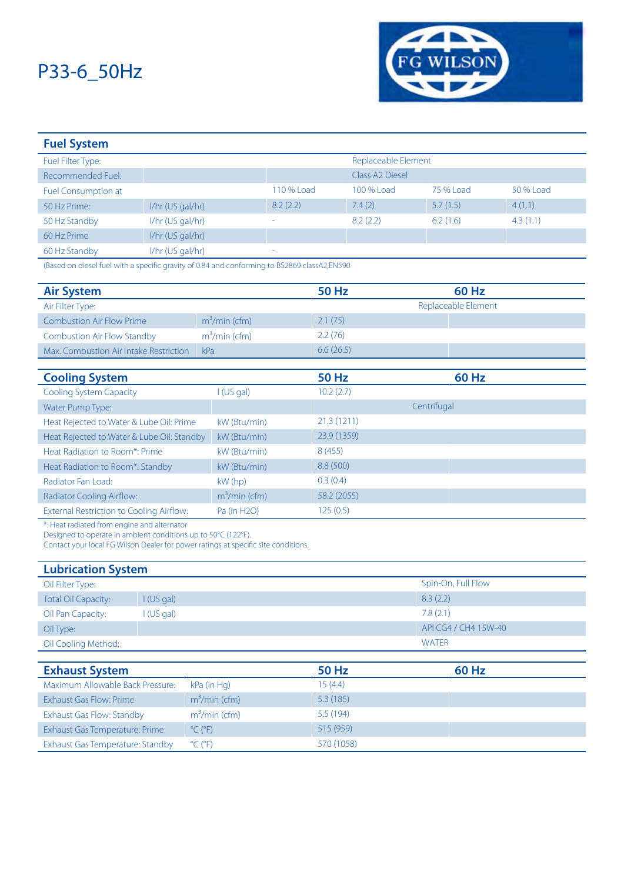# P33-6_50Hz

FG WILSON

## Fuel System

| | | | | | |
|---|---|---|---|---|---|
| Fuel Filter Type: | | | Replaceable Element | | |
| Recommended Fuel: | | | Class A2 Diesel | | |
| Fuel Consumption at | | 110 % Load | 100 % Load | 75 % Load | 50 % Load |
| 50 Hz Prime: | l/hr (US gal/hr) | 8.2 (2.2) | 7.4 (2) | 5.7 (1.5) | 4 (1.1) |
| 50 Hz Standby | l/hr (US gal/hr) | - | 8.2 (2.2) | 6.2 (1.6) | 4.3 (1.1) |
| 60 Hz Prime | l/hr (US gal/hr) | | | | |
| 60 Hz Standby | l/hr (US gal/hr) | - | | | |

(Based on diesel fuel with a specific gravity of 0.84 and conforming to BS2869 classA2,EN590

## Air System

| Air System | | 50 Hz | 60 Hz |
|---|---|---|---|
| Air Filter Type: | | Replaceable Element | |
| Combustion Air Flow Prime | $m^3$/min (cfm) | 2.1 (75) | |
| Combustion Air Flow Standby | $m^3$/min (cfm) | 2.2 (76) | |
| Max. Combustion Air Intake Restriction | kPa | 6.6 (26.5) | |

## Cooling System

| Cooling System | | 50 Hz | 60 Hz |
|---|---|---|---|
| Cooling System Capacity | l (US gal) | 10.2 (2.7) | |
| Water Pump Type: | | Centrifugal | |
| Heat Rejected to Water & Lube Oil: Prime | kW (Btu/min) | 21.3 (1211) | |
| Heat Rejected to Water & Lube Oil: Standby | kW (Btu/min) | 23.9 (1359) | |
| Heat Radiation to Room*: Prime | kW (Btu/min) | 8 (455) | |
| Heat Radiation to Room*: Standby | kW (Btu/min) | 8.8 (500) | |
| Radiator Fan Load: | kW (hp) | 0.3 (0.4) | |
| Radiator Cooling Airflow: | $m^3$/min (cfm) | 58.2 (2055) | |
| External Restriction to Cooling Airflow: | Pa (in H2O) | 125 (0.5) | |

*: Heat radiated from engine and alternator
Designed to operate in ambient conditions up to 50°C (122°F).
Contact your local FG Wilson Dealer for power ratings at specific site conditions.

## Lubrication System

| | | |
|---|---|---|
| Oil Filter Type: | | Spin-On, Full Flow |
| Total Oil Capacity: | l (US gal) | 8.3 (2.2) |
| Oil Pan Capacity: | l (US gal) | 7.8 (2.1) |
| Oil Type: | | API CG4 / CH4 15W-40 |
| Oil Cooling Method: | | WATER |

## Exhaust System

| Exhaust System | | 50 Hz | 60 Hz |
|---|---|---|---|
| Maximum Allowable Back Pressure: | kPa (in Hg) | 15 (4.4) | |
| Exhaust Gas Flow: Prime | $m^3$/min (cfm) | 5.3 (185) | |
| Exhaust Gas Flow: Standby | $m^3$/min (cfm) | 5.5 (194) | |
| Exhaust Gas Temperature: Prime | °C (°F) | 515 (959) | |
| Exhaust Gas Temperature: Standby | °C (°F) | 570 (1058) | |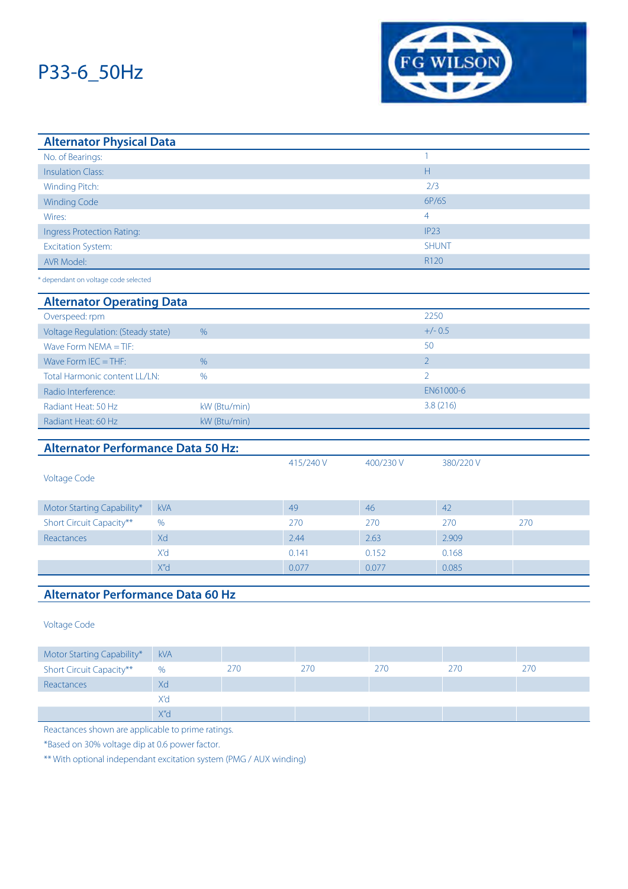# P33-6_50Hz

FG WILSON

## Alternator Physical Data

| | |
|---|---|
| No. of Bearings: | 1 |
| Insulation Class: | H |
| Winding Pitch: | 2/3 |
| Winding Code | 6P/6S |
| Wires: | 4 |
| Ingress Protection Rating: | IP23 |
| Excitation System: | SHUNT |
| AVR Model: | R120 |

* dependant on voltage code selected

## Alternator Operating Data

| | | |
|---|---|---|
| Overspeed: rpm | | 2250 |
| Voltage Regulation: (Steady state) | % | +/- 0.5 |
| Wave Form NEMA = TIF: | | 50 |
| Wave Form IEC = THF: | % | 2 |
| Total Harmonic content LL/LN: | % | 2 |
| Radio Interference: | | EN61000-6 |
| Radiant Heat: 50 Hz | kW (Btu/min) | 3.8 (216) |
| Radiant Heat: 60 Hz | kW (Btu/min) | |

## Alternator Performance Data 50 Hz:

| Voltage Code | | 415/240 V | 400/230 V | 380/220 V | |
|---|---|---|---|---|---|
| Motor Starting Capability* | kVA | 49 | 46 | 42 | |
| Short Circuit Capacity** | % | 270 | 270 | 270 | 270 |
| Reactances | Xd | 2.44 | 2.63 | 2.909 | |
| | X'd | 0.141 | 0.152 | 0.168 | |
| | X"d | 0.077 | 0.077 | 0.085 | |

## Alternator Performance Data 60 Hz

| Voltage Code | | | | | | |
|---|---|---|---|---|---|---|
| Motor Starting Capability* | kVA | | | | | |
| Short Circuit Capacity** | % | 270 | 270 | 270 | 270 | 270 |
| Reactances | Xd | | | | | |
| | X'd | | | | | |
| | X"d | | | | | |

Reactances shown are applicable to prime ratings.

*Based on 30% voltage dip at 0.6 power factor.

** With optional independant excitation system (PMG / AUX winding)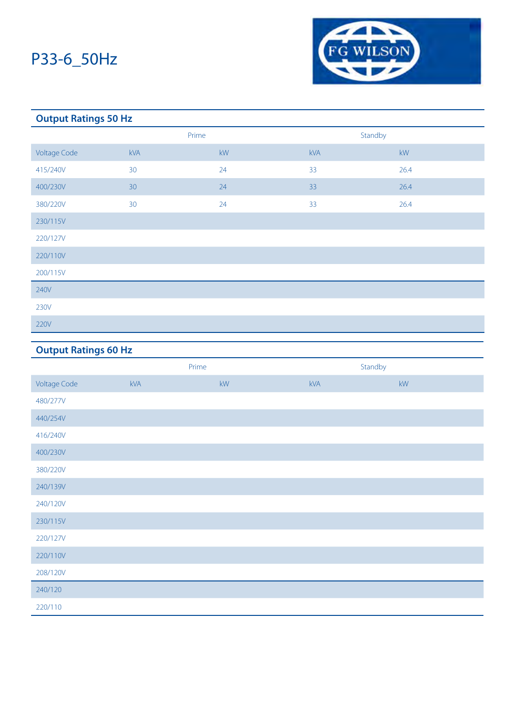# P33-6_50Hz

FG WILSON

## Output Ratings 50 Hz

| | Prime | | Standby | |
|---|---|---|---|---|
| Voltage Code | kVA | kW | kVA | kW |
| 415/240V | 30 | 24 | 33 | 26.4 |
| 400/230V | 30 | 24 | 33 | 26.4 |
| 380/220V | 30 | 24 | 33 | 26.4 |
| 230/115V | | | | |
| 220/127V | | | | |
| 220/110V | | | | |
| 200/115V | | | | |
| 240V | | | | |
| 230V | | | | |
| 220V | | | | |

## Output Ratings 60 Hz

| | Prime | | Standby | |
|---|---|---|---|---|
| Voltage Code | kVA | kW | kVA | kW |
| 480/277V | | | | |
| 440/254V | | | | |
| 416/240V | | | | |
| 400/230V | | | | |
| 380/220V | | | | |
| 240/139V | | | | |
| 240/120V | | | | |
| 230/115V | | | | |
| 220/127V | | | | |
| 220/110V | | | | |
| 208/120V | | | | |
| 240/120 | | | | |
| 220/110 | | | | |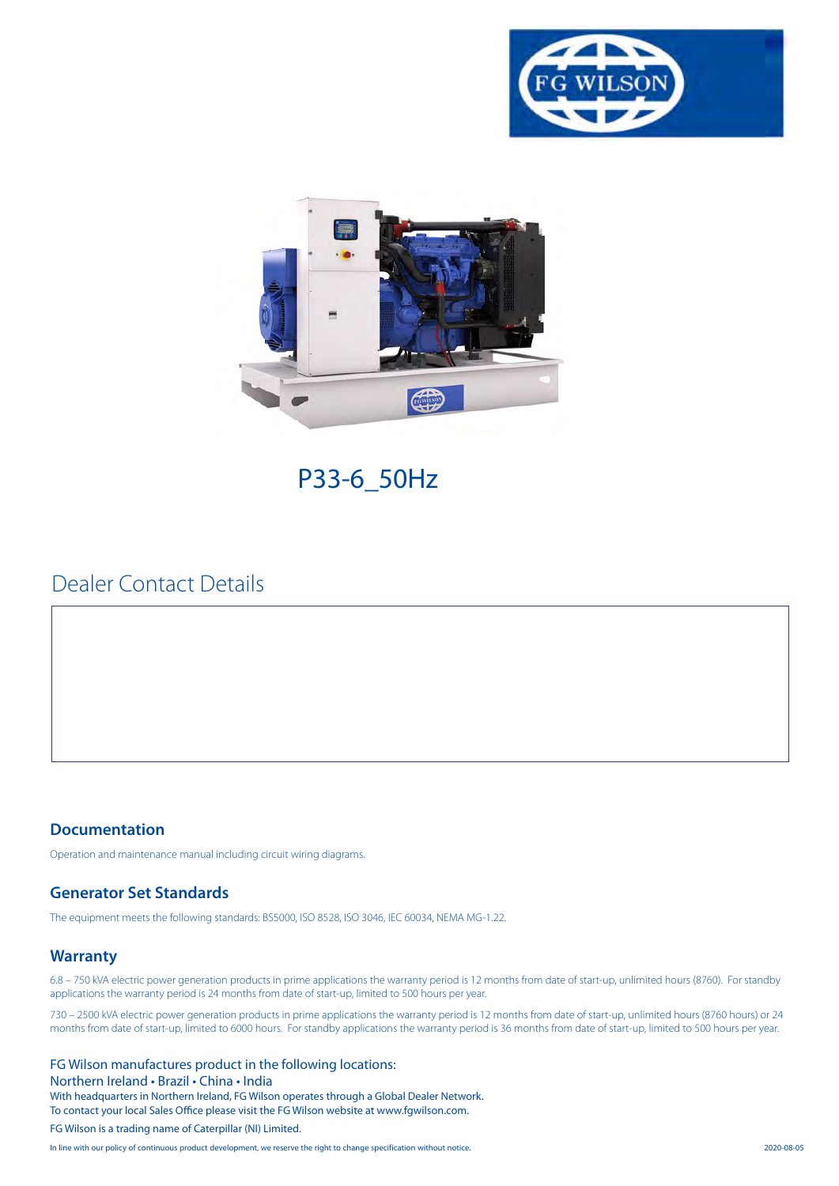P33-6_50Hz

## Dealer Contact Details

## Documentation

Operation and maintenance manual including circuit wiring diagrams.

## Generator Set Standards

The equipment meets the following standards: BS5000, ISO 8528, ISO 3046, IEC 60034, NEMA MG-1.22.

## Warranty

6.8 – 750 kVA electric power generation products in prime applications the warranty period is 12 months from date of start-up, unlimited hours (8760). For standby applications the warranty period is 24 months from date of start-up, limited to 500 hours per year.

730 – 2500 kVA electric power generation products in prime applications the warranty period is 12 months from date of start-up, unlimited hours (8760 hours) or 24 months from date of start-up, limited to 6000 hours. For standby applications the warranty period is 36 months from date of start-up, limited to 500 hours per year.

FG Wilson manufactures product in the following locations:
Northern Ireland • Brazil • China • India
With headquarters in Northern Ireland, FG Wilson operates through a Global Dealer Network.
To contact your local Sales Office please visit the FG Wilson website at www.fgwilson.com.

FG Wilson is a trading name of Caterpillar (NI) Limited.

In line with our policy of continuous product development, we reserve the right to change specification without notice.

2020-08-05